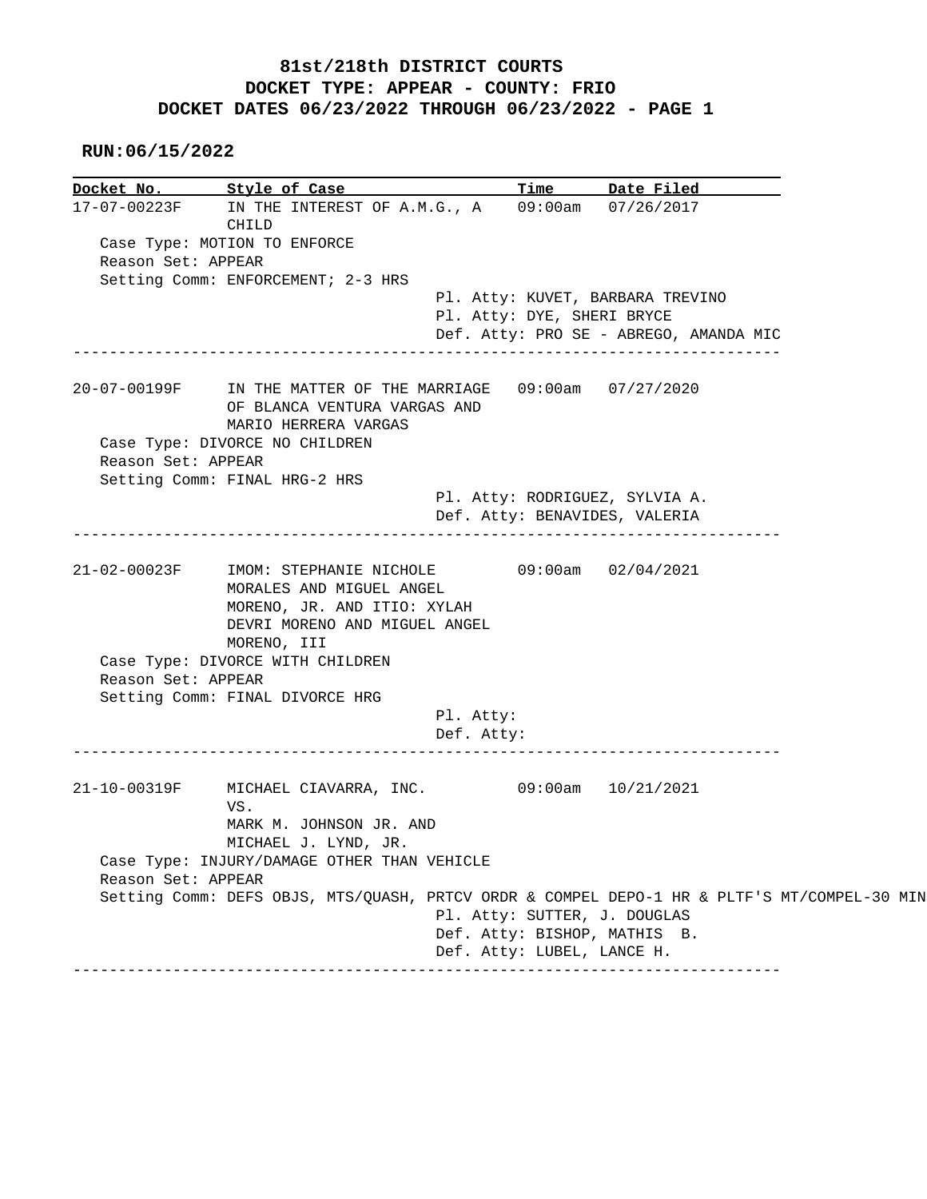**81st/218th DISTRICT COURTS**
**DOCKET TYPE: APPEAR - COUNTY: FRIO**
**DOCKET DATES 06/23/2022 THROUGH 06/23/2022 - PAGE 1**

**RUN:06/15/2022**

| Docket No. | Style of Case | Time | Date Filed |
|---|---|---|---|
| 17-07-00223F | IN THE INTEREST OF A.M.G., A CHILD | 09:00am | 07/26/2017 |

Case Type: MOTION TO ENFORCE
Reason Set: APPEAR
Setting Comm: ENFORCEMENT; 2-3 HRS

Pl. Atty: KUVET, BARBARA TREVINO
Pl. Atty: DYE, SHERI BRYCE
Def. Atty: PRO SE - ABREGO, AMANDA MIC

---

| Docket No. | Style of Case | Time | Date Filed |
|---|---|---|---|
| 20-07-00199F | IN THE MATTER OF THE MARRIAGE OF BLANCA VENTURA VARGAS AND MARIO HERRERA VARGAS | 09:00am | 07/27/2020 |

Case Type: DIVORCE NO CHILDREN
Reason Set: APPEAR
Setting Comm: FINAL HRG-2 HRS

Pl. Atty: RODRIGUEZ, SYLVIA A.
Def. Atty: BENAVIDES, VALERIA

---

| Docket No. | Style of Case | Time | Date Filed |
|---|---|---|---|
| 21-02-00023F | IMOM: STEPHANIE NICHOLE MORALES AND MIGUEL ANGEL MORENO, JR. AND ITIO: XYLAH DEVRI MORENO AND MIGUEL ANGEL MORENO, III | 09:00am | 02/04/2021 |

Case Type: DIVORCE WITH CHILDREN
Reason Set: APPEAR
Setting Comm: FINAL DIVORCE HRG

Pl. Atty:
Def. Atty:

---

| Docket No. | Style of Case | Time | Date Filed |
|---|---|---|---|
| 21-10-00319F | MICHAEL CIAVARRA, INC. VS. MARK M. JOHNSON JR. AND MICHAEL J. LYND, JR. | 09:00am | 10/21/2021 |

Case Type: INJURY/DAMAGE OTHER THAN VEHICLE
Reason Set: APPEAR
Setting Comm: DEFS OBJS, MTS/QUASH, PRTCV ORDR & COMPEL DEPO-1 HR & PLTF'S MT/COMPEL-30 MIN

Pl. Atty: SUTTER, J. DOUGLAS
Def. Atty: BISHOP, MATHIS B.
Def. Atty: LUBEL, LANCE H.

---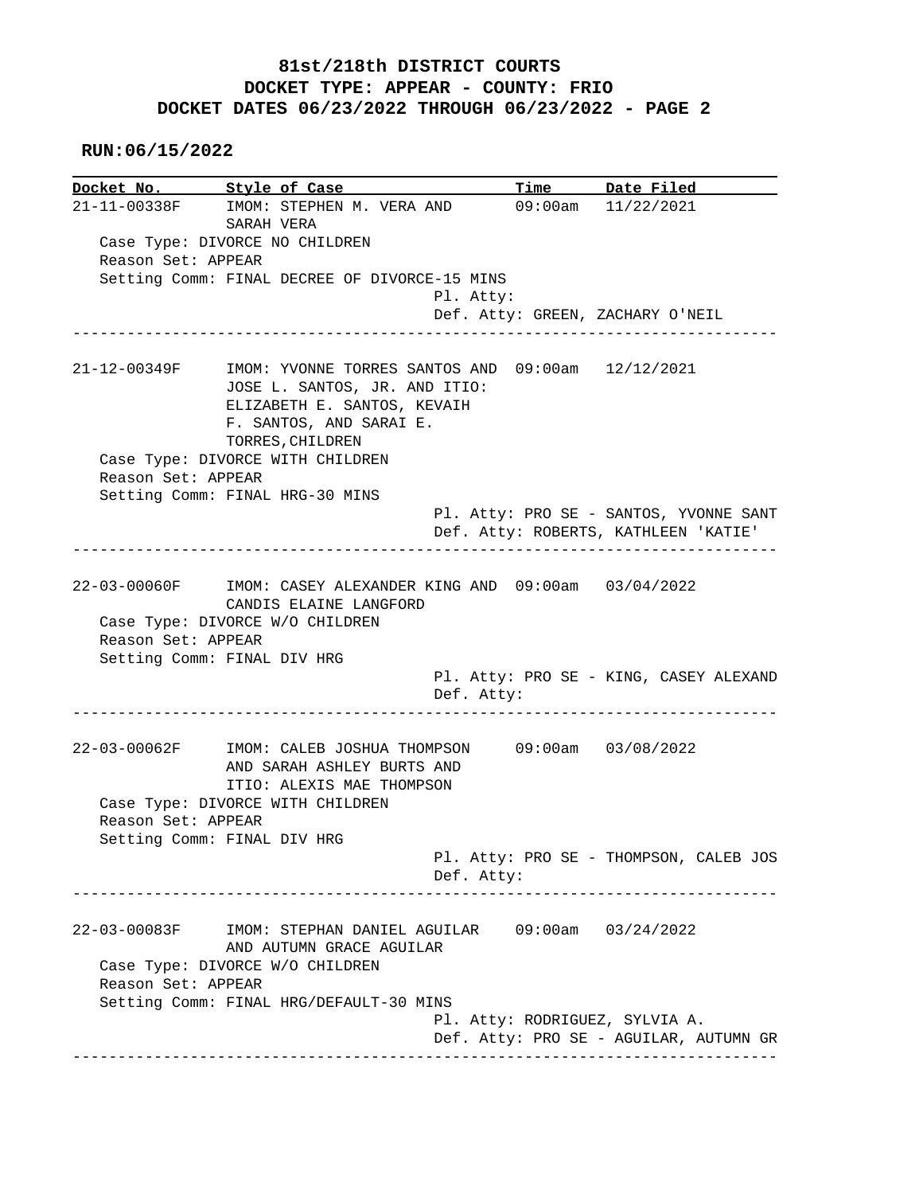**81st/218th DISTRICT COURTS**
**DOCKET TYPE: APPEAR - COUNTY: FRIO**
**DOCKET DATES 06/23/2022 THROUGH 06/23/2022 - PAGE 2**

**RUN:06/15/2022**

| Docket No. | Style of Case | Time | Date Filed |
|---|---|---|---|

---

**21-11-00338F** — IMOM: STEPHEN M. VERA AND SARAH VERA — 09:00am — 11/22/2021

Case Type: DIVORCE NO CHILDREN
Reason Set: APPEAR
Setting Comm: FINAL DECREE OF DIVORCE-15 MINS
Pl. Atty:
Def. Atty: GREEN, ZACHARY O'NEIL

---

**21-12-00349F** — IMOM: YVONNE TORRES SANTOS AND JOSE L. SANTOS, JR. AND ITIO: ELIZABETH E. SANTOS, KEVAIH F. SANTOS, AND SARAI E. TORRES,CHILDREN — 09:00am — 12/12/2021

Case Type: DIVORCE WITH CHILDREN
Reason Set: APPEAR
Setting Comm: FINAL HRG-30 MINS
Pl. Atty: PRO SE - SANTOS, YVONNE SANT
Def. Atty: ROBERTS, KATHLEEN 'KATIE'

---

**22-03-00060F** — IMOM: CASEY ALEXANDER KING AND CANDIS ELAINE LANGFORD — 09:00am — 03/04/2022

Case Type: DIVORCE W/O CHILDREN
Reason Set: APPEAR
Setting Comm: FINAL DIV HRG
Pl. Atty: PRO SE - KING, CASEY ALEXAND
Def. Atty:

---

**22-03-00062F** — IMOM: CALEB JOSHUA THOMPSON AND SARAH ASHLEY BURTS AND ITIO: ALEXIS MAE THOMPSON — 09:00am — 03/08/2022

Case Type: DIVORCE WITH CHILDREN
Reason Set: APPEAR
Setting Comm: FINAL DIV HRG
Pl. Atty: PRO SE - THOMPSON, CALEB JOS
Def. Atty:

---

**22-03-00083F** — IMOM: STEPHAN DANIEL AGUILAR AND AUTUMN GRACE AGUILAR — 09:00am — 03/24/2022

Case Type: DIVORCE W/O CHILDREN
Reason Set: APPEAR
Setting Comm: FINAL HRG/DEFAULT-30 MINS
Pl. Atty: RODRIGUEZ, SYLVIA A.
Def. Atty: PRO SE - AGUILAR, AUTUMN GR

---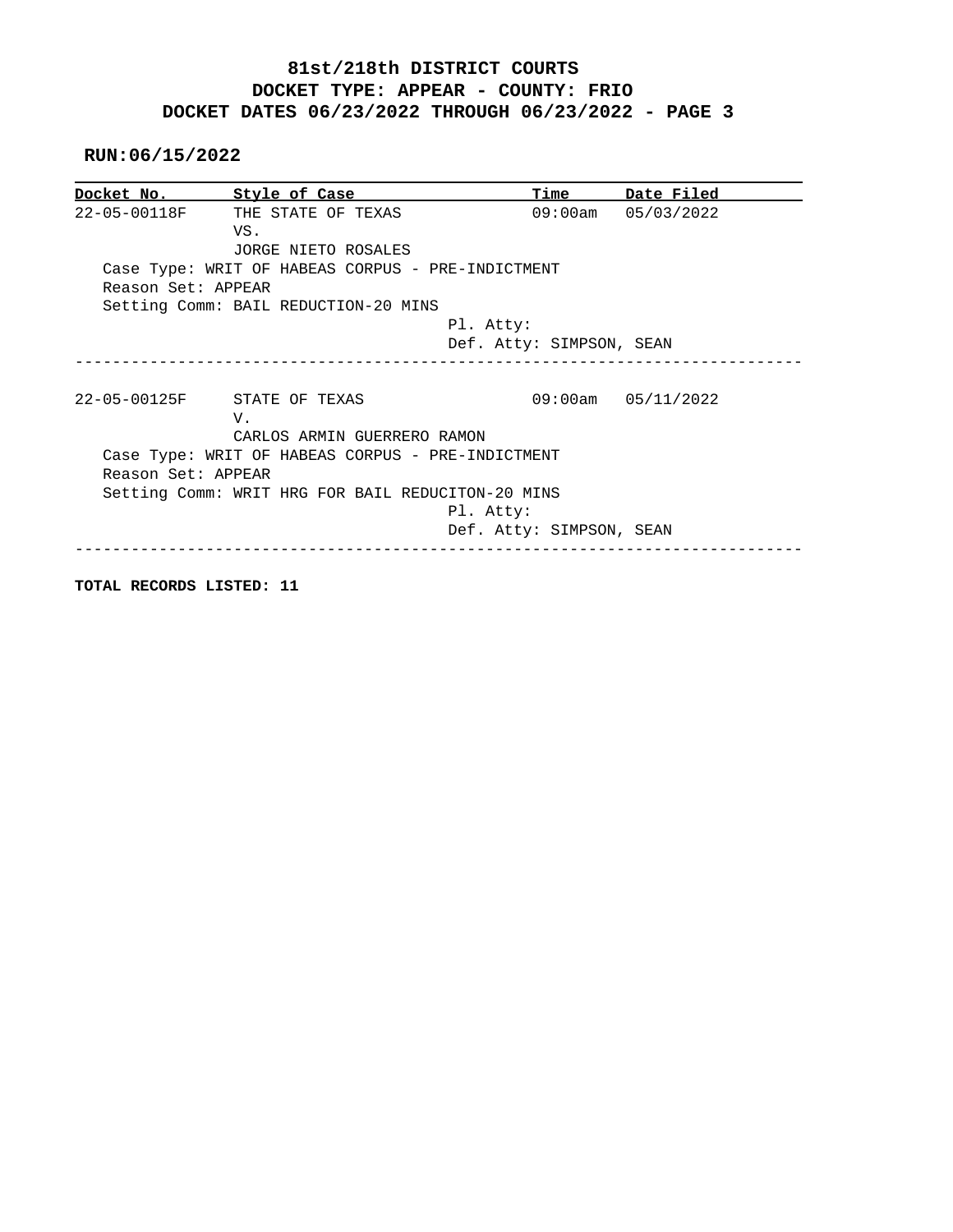# 81st/218th DISTRICT COURTS
## DOCKET TYPE: APPEAR - COUNTY: FRIO
## DOCKET DATES 06/23/2022 THROUGH 06/23/2022 - PAGE 3

**RUN:06/15/2022**

| Docket No. | Style of Case | Time | Date Filed |
| --- | --- | --- | --- |
| 22-05-00118F | THE STATE OF TEXAS<br>VS.<br>JORGE NIETO ROSALES | 09:00am | 05/03/2022 |

Case Type: WRIT OF HABEAS CORPUS - PRE-INDICTMENT
Reason Set: APPEAR
Setting Comm: BAIL REDUCTION-20 MINS
Pl. Atty:
Def. Atty: SIMPSON, SEAN

---

| Docket No. | Style of Case | Time | Date Filed |
| --- | --- | --- | --- |
| 22-05-00125F | STATE OF TEXAS<br>V.<br>CARLOS ARMIN GUERRERO RAMON | 09:00am | 05/11/2022 |

Case Type: WRIT OF HABEAS CORPUS - PRE-INDICTMENT
Reason Set: APPEAR
Setting Comm: WRIT HRG FOR BAIL REDUCITON-20 MINS
Pl. Atty:
Def. Atty: SIMPSON, SEAN

---

**TOTAL RECORDS LISTED: 11**